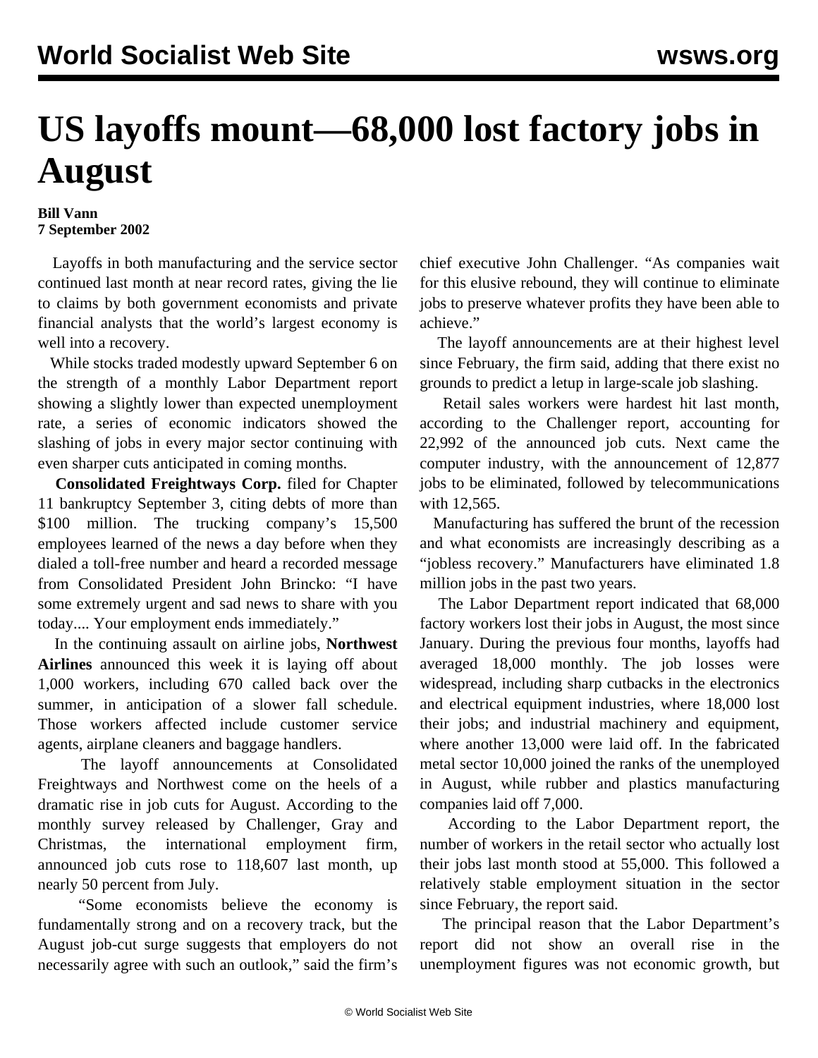# US layoffs mount—68,000 lost factory jobs in August

**Bill Vann**
**7 September 2002**

Layoffs in both manufacturing and the service sector continued last month at near record rates, giving the lie to claims by both government economists and private financial analysts that the world's largest economy is well into a recovery.

While stocks traded modestly upward September 6 on the strength of a monthly Labor Department report showing a slightly lower than expected unemployment rate, a series of economic indicators showed the slashing of jobs in every major sector continuing with even sharper cuts anticipated in coming months.

**Consolidated Freightways Corp.** filed for Chapter 11 bankruptcy September 3, citing debts of more than $100 million. The trucking company's 15,500 employees learned of the news a day before when they dialed a toll-free number and heard a recorded message from Consolidated President John Brincko: "I have some extremely urgent and sad news to share with you today.... Your employment ends immediately."

In the continuing assault on airline jobs, **Northwest Airlines** announced this week it is laying off about 1,000 workers, including 670 called back over the summer, in anticipation of a slower fall schedule. Those workers affected include customer service agents, airplane cleaners and baggage handlers.

The layoff announcements at Consolidated Freightways and Northwest come on the heels of a dramatic rise in job cuts for August. According to the monthly survey released by Challenger, Gray and Christmas, the international employment firm, announced job cuts rose to 118,607 last month, up nearly 50 percent from July.

"Some economists believe the economy is fundamentally strong and on a recovery track, but the August job-cut surge suggests that employers do not necessarily agree with such an outlook," said the firm's chief executive John Challenger. "As companies wait for this elusive rebound, they will continue to eliminate jobs to preserve whatever profits they have been able to achieve."

The layoff announcements are at their highest level since February, the firm said, adding that there exist no grounds to predict a letup in large-scale job slashing.

Retail sales workers were hardest hit last month, according to the Challenger report, accounting for 22,992 of the announced job cuts. Next came the computer industry, with the announcement of 12,877 jobs to be eliminated, followed by telecommunications with 12,565.

Manufacturing has suffered the brunt of the recession and what economists are increasingly describing as a "jobless recovery." Manufacturers have eliminated 1.8 million jobs in the past two years.

The Labor Department report indicated that 68,000 factory workers lost their jobs in August, the most since January. During the previous four months, layoffs had averaged 18,000 monthly. The job losses were widespread, including sharp cutbacks in the electronics and electrical equipment industries, where 18,000 lost their jobs; and industrial machinery and equipment, where another 13,000 were laid off. In the fabricated metal sector 10,000 joined the ranks of the unemployed in August, while rubber and plastics manufacturing companies laid off 7,000.

According to the Labor Department report, the number of workers in the retail sector who actually lost their jobs last month stood at 55,000. This followed a relatively stable employment situation in the sector since February, the report said.

The principal reason that the Labor Department's report did not show an overall rise in the unemployment figures was not economic growth, but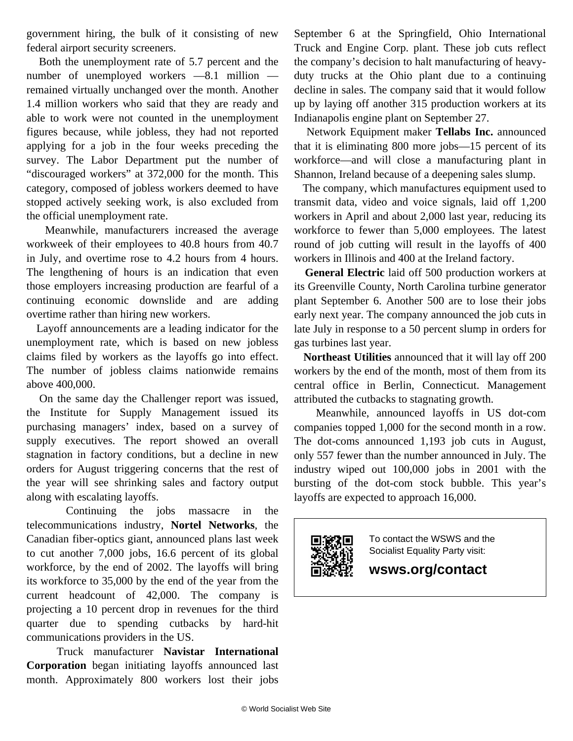government hiring, the bulk of it consisting of new federal airport security screeners.

Both the unemployment rate of 5.7 percent and the number of unemployed workers —8.1 million — remained virtually unchanged over the month. Another 1.4 million workers who said that they are ready and able to work were not counted in the unemployment figures because, while jobless, they had not reported applying for a job in the four weeks preceding the survey. The Labor Department put the number of "discouraged workers" at 372,000 for the month. This category, composed of jobless workers deemed to have stopped actively seeking work, is also excluded from the official unemployment rate.

Meanwhile, manufacturers increased the average workweek of their employees to 40.8 hours from 40.7 in July, and overtime rose to 4.2 hours from 4 hours. The lengthening of hours is an indication that even those employers increasing production are fearful of a continuing economic downslide and are adding overtime rather than hiring new workers.

Layoff announcements are a leading indicator for the unemployment rate, which is based on new jobless claims filed by workers as the layoffs go into effect. The number of jobless claims nationwide remains above 400,000.

On the same day the Challenger report was issued, the Institute for Supply Management issued its purchasing managers' index, based on a survey of supply executives. The report showed an overall stagnation in factory conditions, but a decline in new orders for August triggering concerns that the rest of the year will see shrinking sales and factory output along with escalating layoffs.

Continuing the jobs massacre in the telecommunications industry, **Nortel Networks**, the Canadian fiber-optics giant, announced plans last week to cut another 7,000 jobs, 16.6 percent of its global workforce, by the end of 2002. The layoffs will bring its workforce to 35,000 by the end of the year from the current headcount of 42,000. The company is projecting a 10 percent drop in revenues for the third quarter due to spending cutbacks by hard-hit communications providers in the US.

Truck manufacturer **Navistar International Corporation** began initiating layoffs announced last month. Approximately 800 workers lost their jobs September 6 at the Springfield, Ohio International Truck and Engine Corp. plant. These job cuts reflect the company's decision to halt manufacturing of heavy-duty trucks at the Ohio plant due to a continuing decline in sales. The company said that it would follow up by laying off another 315 production workers at its Indianapolis engine plant on September 27.

Network Equipment maker **Tellabs Inc.** announced that it is eliminating 800 more jobs—15 percent of its workforce—and will close a manufacturing plant in Shannon, Ireland because of a deepening sales slump.

The company, which manufactures equipment used to transmit data, video and voice signals, laid off 1,200 workers in April and about 2,000 last year, reducing its workforce to fewer than 5,000 employees. The latest round of job cutting will result in the layoffs of 400 workers in Illinois and 400 at the Ireland factory.

**General Electric** laid off 500 production workers at its Greenville County, North Carolina turbine generator plant September 6. Another 500 are to lose their jobs early next year. The company announced the job cuts in late July in response to a 50 percent slump in orders for gas turbines last year.

**Northeast Utilities** announced that it will lay off 200 workers by the end of the month, most of them from its central office in Berlin, Connecticut. Management attributed the cutbacks to stagnating growth.

Meanwhile, announced layoffs in US dot-com companies topped 1,000 for the second month in a row. The dot-coms announced 1,193 job cuts in August, only 557 fewer than the number announced in July. The industry wiped out 100,000 jobs in 2001 with the bursting of the dot-com stock bubble. This year's layoffs are expected to approach 16,000.

To contact the WSWS and the Socialist Equality Party visit:

**wsws.org/contact**